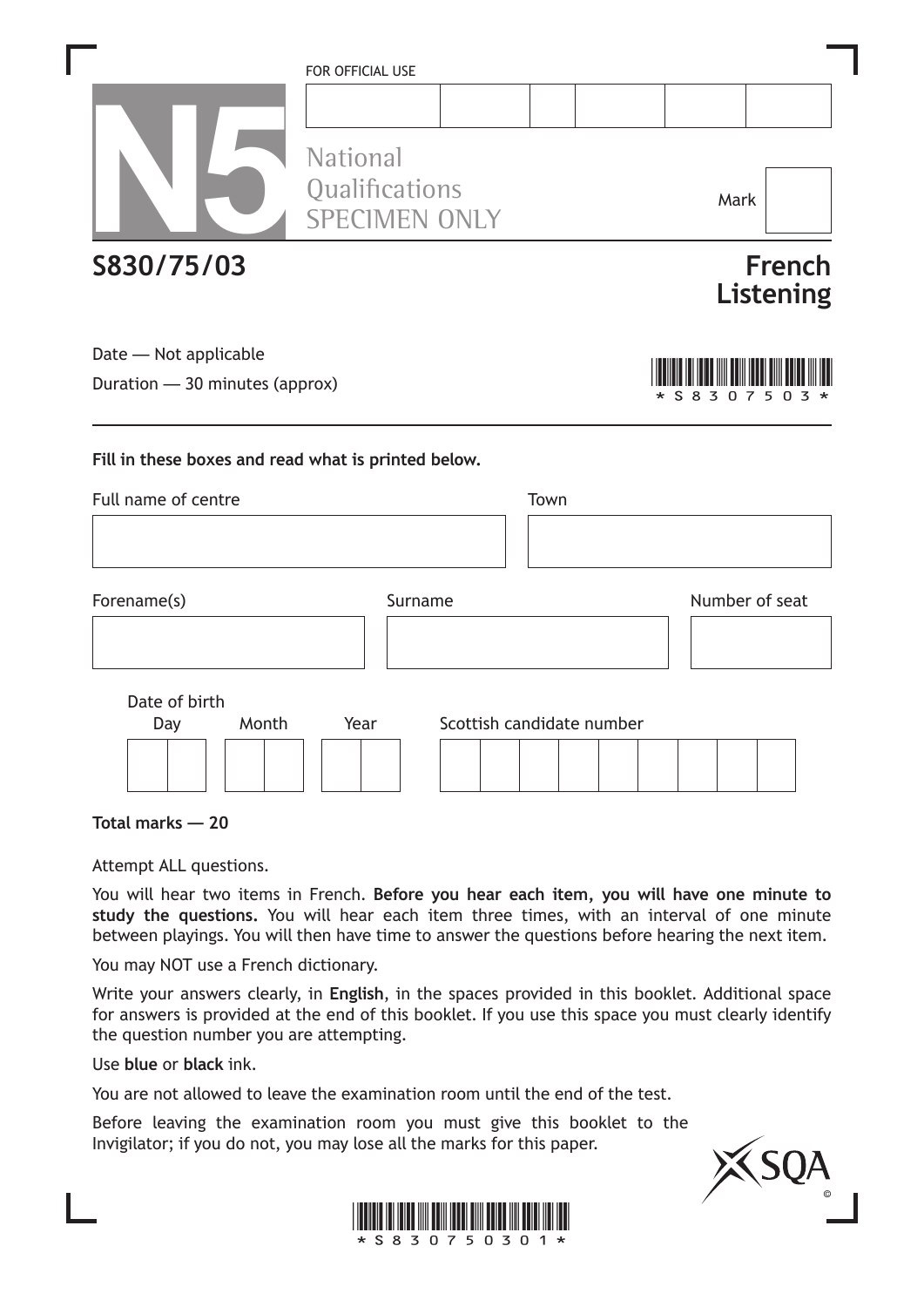FOR OFFICIAL USE

# N5

National Qualifications
SPECIMEN ONLY

Mark

**S830/75/03**

# French Listening

Date — Not applicable

Duration — 30 minutes (approx)

\*S830750 3\*

---

**Fill in these boxes and read what is printed below.**

Full name of centre

Town

Forename(s)

Surname

Number of seat

Date of birth

Day Month Year

Scottish candidate number

**Total marks — 20**

Attempt ALL questions.

You will hear two items in French. **Before you hear each item, you will have one minute to study the questions.** You will hear each item three times, with an interval of one minute between playings. You will then have time to answer the questions before hearing the next item.

You may NOT use a French dictionary.

Write your answers clearly, in **English**, in the spaces provided in this booklet. Additional space for answers is provided at the end of this booklet. If you use this space you must clearly identify the question number you are attempting.

Use **blue** or **black** ink.

You are not allowed to leave the examination room until the end of the test.

Before leaving the examination room you must give this booklet to the Invigilator; if you do not, you may lose all the marks for this paper.

SQA ©

\*S83075 0301\*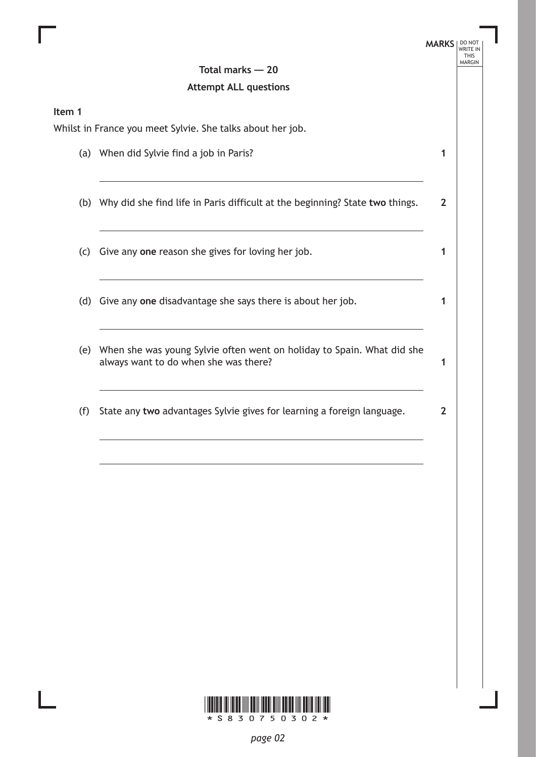**MARKS**

**Total marks — 20**

**Attempt ALL questions**

**Item 1**

Whilst in France you meet Sylvie. She talks about her job.

(a) When did Sylvie find a job in Paris? **1**

(b) Why did she find life in Paris difficult at the beginning? State **two** things. **2**

(c) Give any **one** reason she gives for loving her job. **1**

(d) Give any **one** disadvantage she says there is about her job. **1**

(e) When she was young Sylvie often went on holiday to Spain. What did she always want to do when she was there? **1**

(f) State any **two** advantages Sylvie gives for learning a foreign language. **2**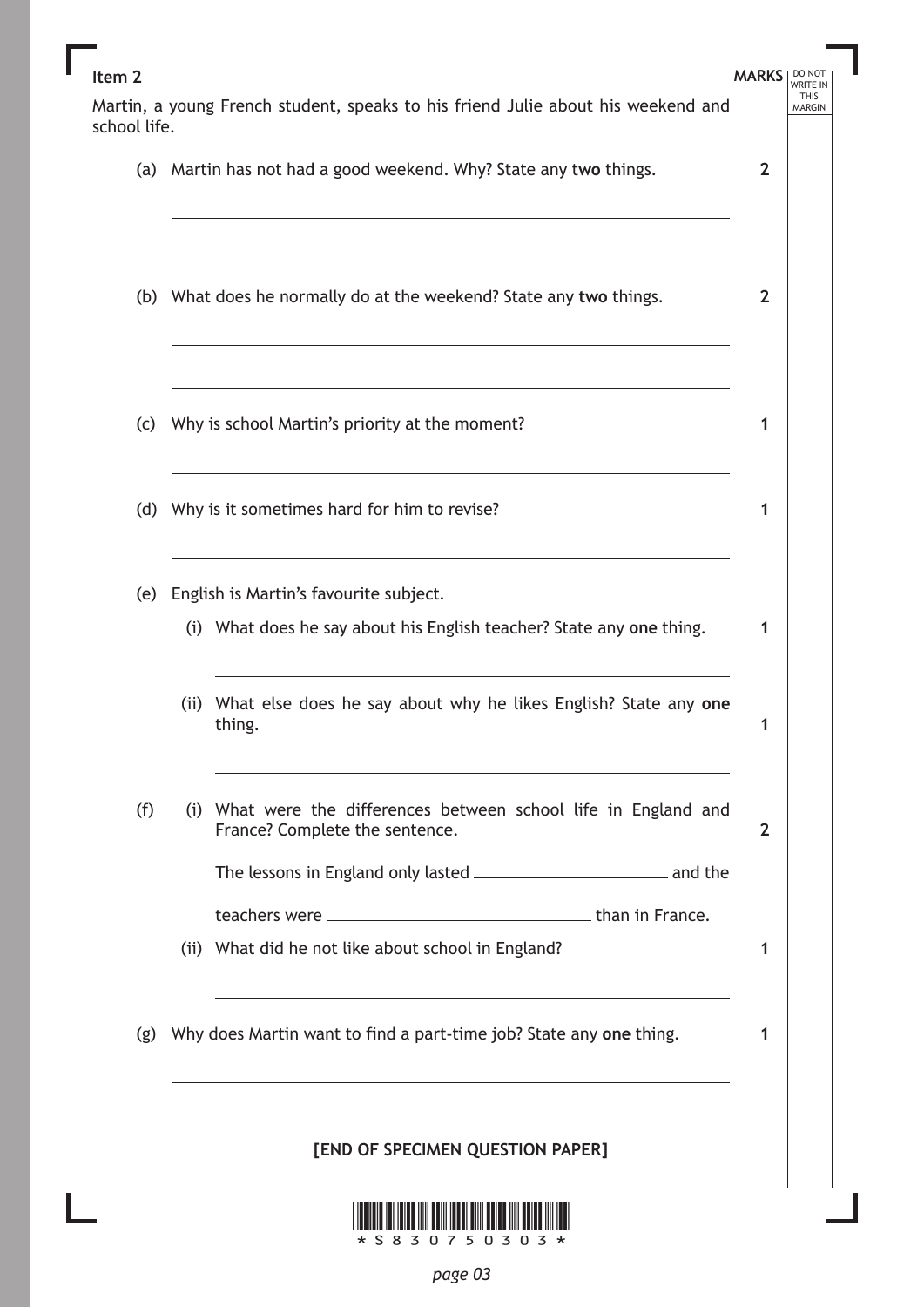**Item 2**

Martin, a young French student, speaks to his friend Julie about his weekend and school life.

| | | MARKS |
|---|---|---|
| (a) | Martin has not had a good weekend. Why? State any t**wo** things. | 2 |
| (b) | What does he normally do at the weekend? State any **two** things. | 2 |
| (c) | Why is school Martin's priority at the moment? | 1 |
| (d) | Why is it sometimes hard for him to revise? | 1 |
| (e) | English is Martin's favourite subject. | |
| | (i) What does he say about his English teacher? State any **one** thing. | 1 |
| | (ii) What else does he say about why he likes English? State any **one** thing. | 1 |
| (f) | (i) What were the differences between school life in England and France? Complete the sentence. | 2 |
| | The lessons in England only lasted ____________ and the teachers were ____________ than in France. | |
| | (ii) What did he not like about school in England? | 1 |
| (g) | Why does Martin want to find a part-time job? State any **one** thing. | 1 |

**[END OF SPECIMEN QUESTION PAPER]**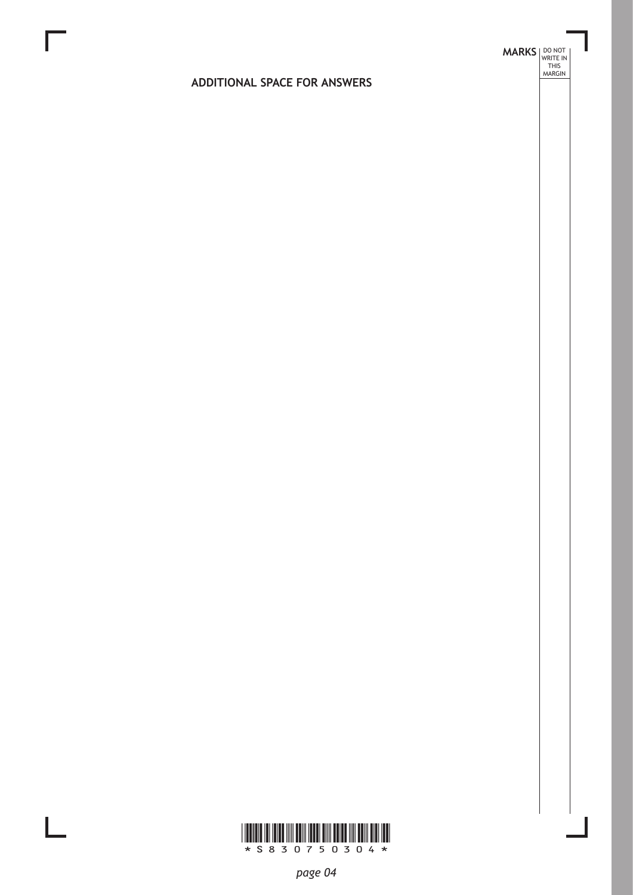**ADDITIONAL SPACE FOR ANSWERS**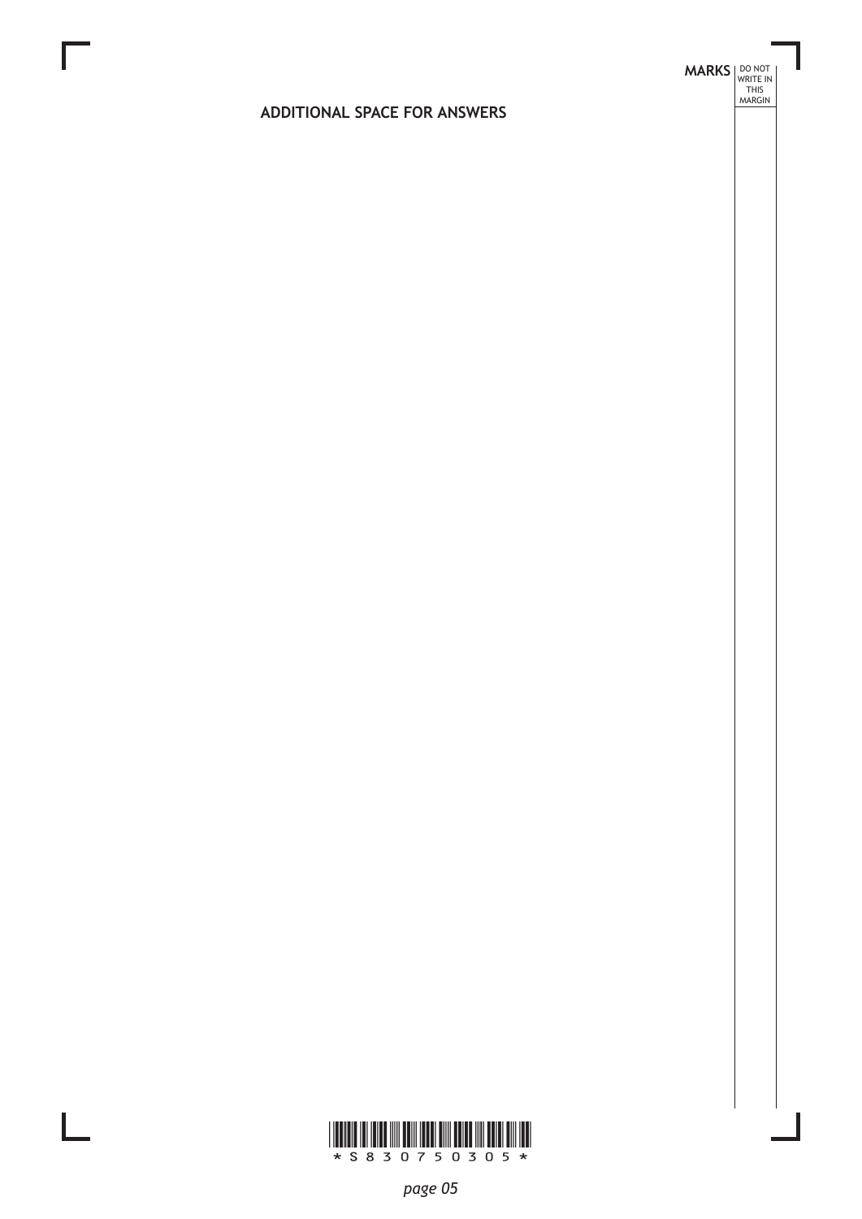MARKS DO NOT WRITE IN THIS MARGIN

## ADDITIONAL SPACE FOR ANSWERS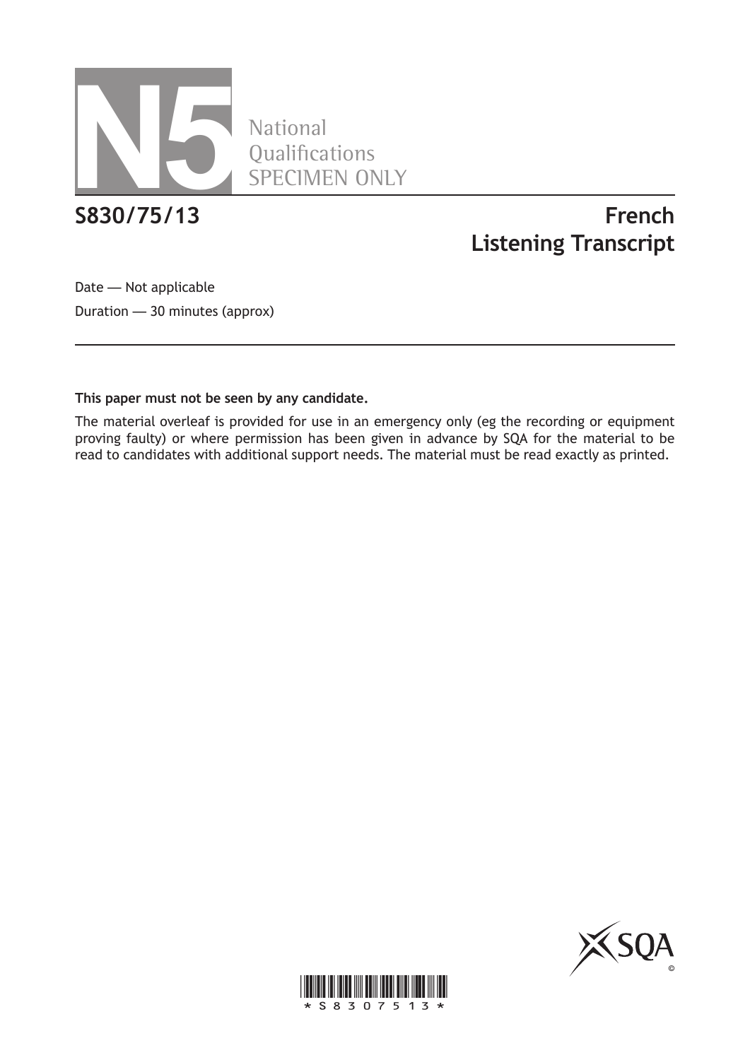# N5 National Qualifications SPECIMEN ONLY

**S830/75/13**

## French
## Listening Transcript

Date — Not applicable

Duration — 30 minutes (approx)

**This paper must not be seen by any candidate.**

The material overleaf is provided for use in an emergency only (eg the recording or equipment proving faulty) or where permission has been given in advance by SQA for the material to be read to candidates with additional support needs. The material must be read exactly as printed.

*S83075 13*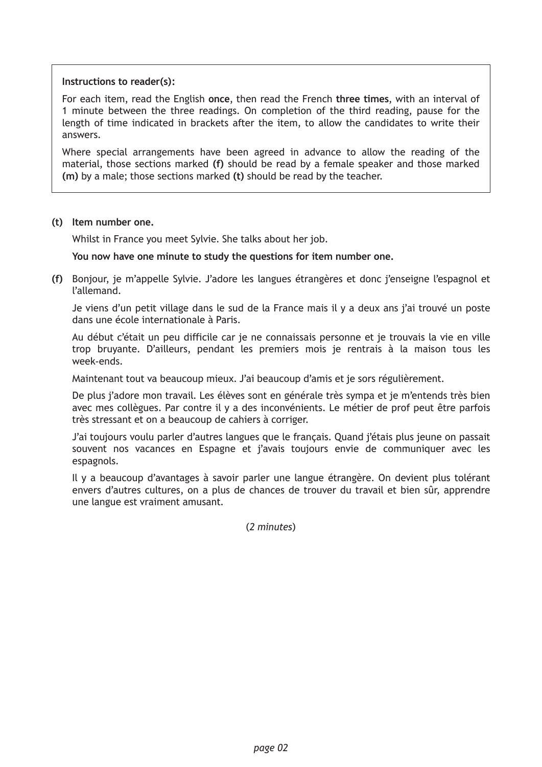**Instructions to reader(s):**

For each item, read the English **once**, then read the French **three times**, with an interval of 1 minute between the three readings. On completion of the third reading, pause for the length of time indicated in brackets after the item, to allow the candidates to write their answers.

Where special arrangements have been agreed in advance to allow the reading of the material, those sections marked **(f)** should be read by a female speaker and those marked **(m)** by a male; those sections marked **(t)** should be read by the teacher.

**(t)** **Item number one.**

Whilst in France you meet Sylvie. She talks about her job.

**You now have one minute to study the questions for item number one.**

**(f)** Bonjour, je m'appelle Sylvie. J'adore les langues étrangères et donc j'enseigne l'espagnol et l'allemand.

Je viens d'un petit village dans le sud de la France mais il y a deux ans j'ai trouvé un poste dans une école internationale à Paris.

Au début c'était un peu difficile car je ne connaissais personne et je trouvais la vie en ville trop bruyante. D'ailleurs, pendant les premiers mois je rentrais à la maison tous les week-ends.

Maintenant tout va beaucoup mieux. J'ai beaucoup d'amis et je sors régulièrement.

De plus j'adore mon travail. Les élèves sont en générale très sympa et je m'entends très bien avec mes collègues. Par contre il y a des inconvénients. Le métier de prof peut être parfois très stressant et on a beaucoup de cahiers à corriger.

J'ai toujours voulu parler d'autres langues que le français. Quand j'étais plus jeune on passait souvent nos vacances en Espagne et j'avais toujours envie de communiquer avec les espagnols.

Il y a beaucoup d'avantages à savoir parler une langue étrangère. On devient plus tolérant envers d'autres cultures, on a plus de chances de trouver du travail et bien sûr, apprendre une langue est vraiment amusant.

(*2 minutes*)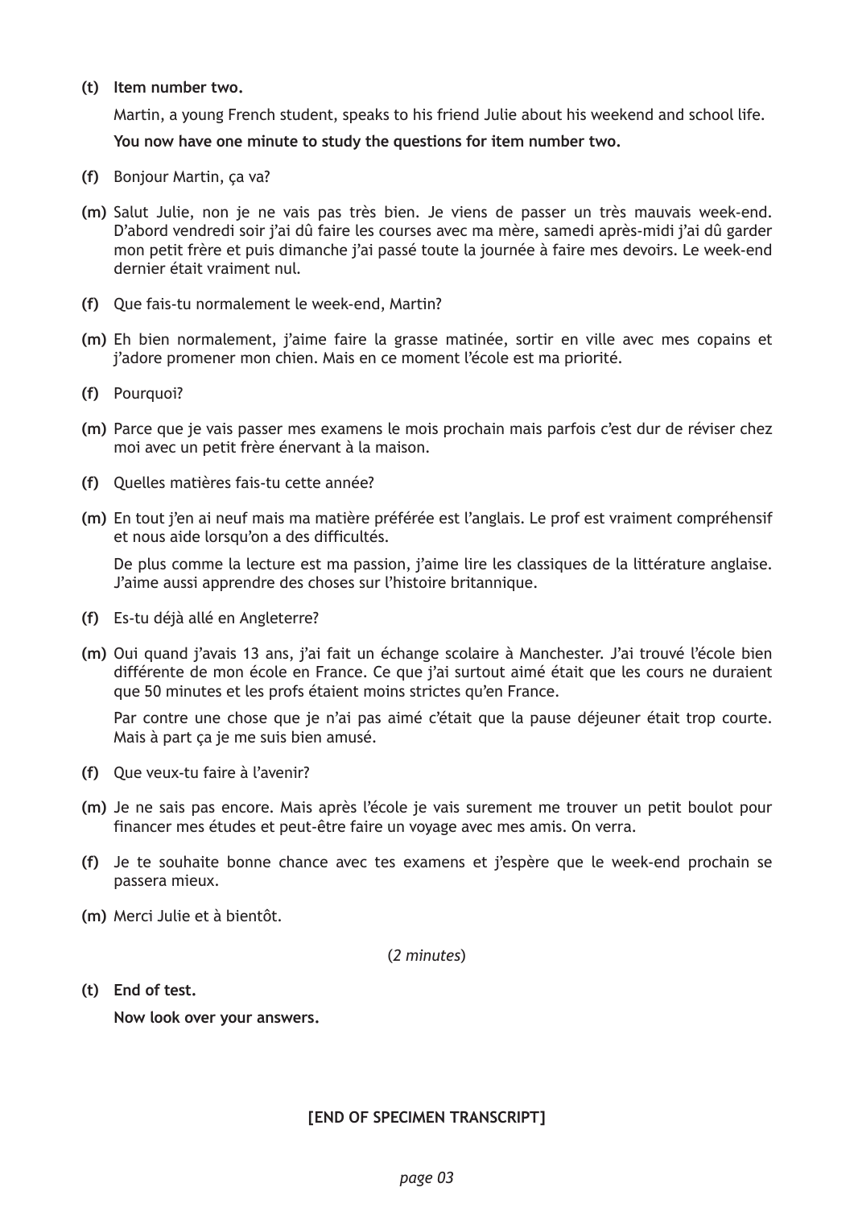**(t)** **Item number two.**

Martin, a young French student, speaks to his friend Julie about his weekend and school life.

**You now have one minute to study the questions for item number two.**

**(f)** Bonjour Martin, ça va?

**(m)** Salut Julie, non je ne vais pas très bien. Je viens de passer un très mauvais week-end. D'abord vendredi soir j'ai dû faire les courses avec ma mère, samedi après-midi j'ai dû garder mon petit frère et puis dimanche j'ai passé toute la journée à faire mes devoirs. Le week-end dernier était vraiment nul.

**(f)** Que fais-tu normalement le week-end, Martin?

**(m)** Eh bien normalement, j'aime faire la grasse matinée, sortir en ville avec mes copains et j'adore promener mon chien. Mais en ce moment l'école est ma priorité.

**(f)** Pourquoi?

**(m)** Parce que je vais passer mes examens le mois prochain mais parfois c'est dur de réviser chez moi avec un petit frère énervant à la maison.

**(f)** Quelles matières fais-tu cette année?

**(m)** En tout j'en ai neuf mais ma matière préférée est l'anglais. Le prof est vraiment compréhensif et nous aide lorsqu'on a des difficultés.

De plus comme la lecture est ma passion, j'aime lire les classiques de la littérature anglaise. J'aime aussi apprendre des choses sur l'histoire britannique.

**(f)** Es-tu déjà allé en Angleterre?

**(m)** Oui quand j'avais 13 ans, j'ai fait un échange scolaire à Manchester. J'ai trouvé l'école bien différente de mon école en France. Ce que j'ai surtout aimé était que les cours ne duraient que 50 minutes et les profs étaient moins strictes qu'en France.

Par contre une chose que je n'ai pas aimé c'était que la pause déjeuner était trop courte. Mais à part ça je me suis bien amusé.

**(f)** Que veux-tu faire à l'avenir?

**(m)** Je ne sais pas encore. Mais après l'école je vais surement me trouver un petit boulot pour financer mes études et peut-être faire un voyage avec mes amis. On verra.

**(f)** Je te souhaite bonne chance avec tes examens et j'espère que le week-end prochain se passera mieux.

**(m)** Merci Julie et à bientôt.

(*2 minutes*)

**(t)** **End of test.**

**Now look over your answers.**

**[END OF SPECIMEN TRANSCRIPT]**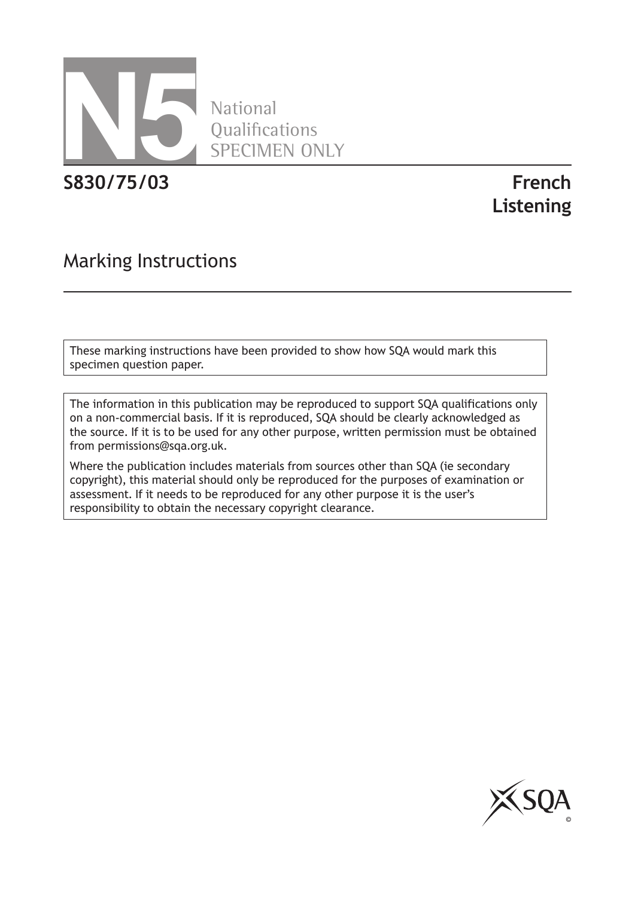National
Qualifications
SPECIMEN ONLY

**S830/75/03**

**French**
**Listening**

## Marking Instructions

These marking instructions have been provided to show how SQA would mark this specimen question paper.

The information in this publication may be reproduced to support SQA qualifications only on a non-commercial basis. If it is reproduced, SQA should be clearly acknowledged as the source. If it is to be used for any other purpose, written permission must be obtained from permissions@sqa.org.uk.

Where the publication includes materials from sources other than SQA (ie secondary copyright), this material should only be reproduced for the purposes of examination or assessment. If it needs to be reproduced for any other purpose it is the user's responsibility to obtain the necessary copyright clearance.

SQA ©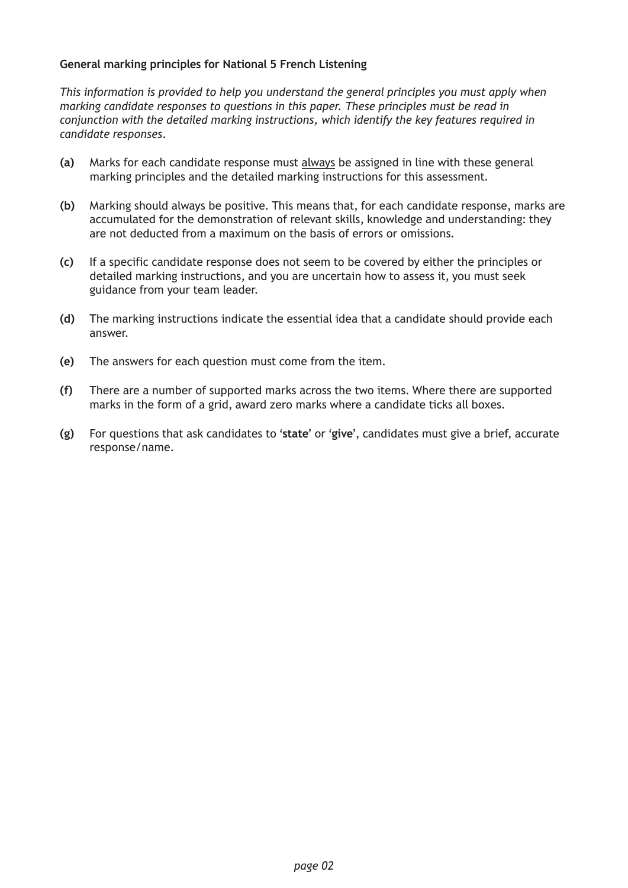**General marking principles for National 5 French Listening**

*This information is provided to help you understand the general principles you must apply when marking candidate responses to questions in this paper. These principles must be read in conjunction with the detailed marking instructions, which identify the key features required in candidate responses.*

**(a)** Marks for each candidate response must always be assigned in line with these general marking principles and the detailed marking instructions for this assessment.

**(b)** Marking should always be positive. This means that, for each candidate response, marks are accumulated for the demonstration of relevant skills, knowledge and understanding: they are not deducted from a maximum on the basis of errors or omissions.

**(c)** If a specific candidate response does not seem to be covered by either the principles or detailed marking instructions, and you are uncertain how to assess it, you must seek guidance from your team leader.

**(d)** The marking instructions indicate the essential idea that a candidate should provide each answer.

**(e)** The answers for each question must come from the item.

**(f)** There are a number of supported marks across the two items. Where there are supported marks in the form of a grid, award zero marks where a candidate ticks all boxes.

**(g)** For questions that ask candidates to '**state**' or '**give**', candidates must give a brief, accurate response/name.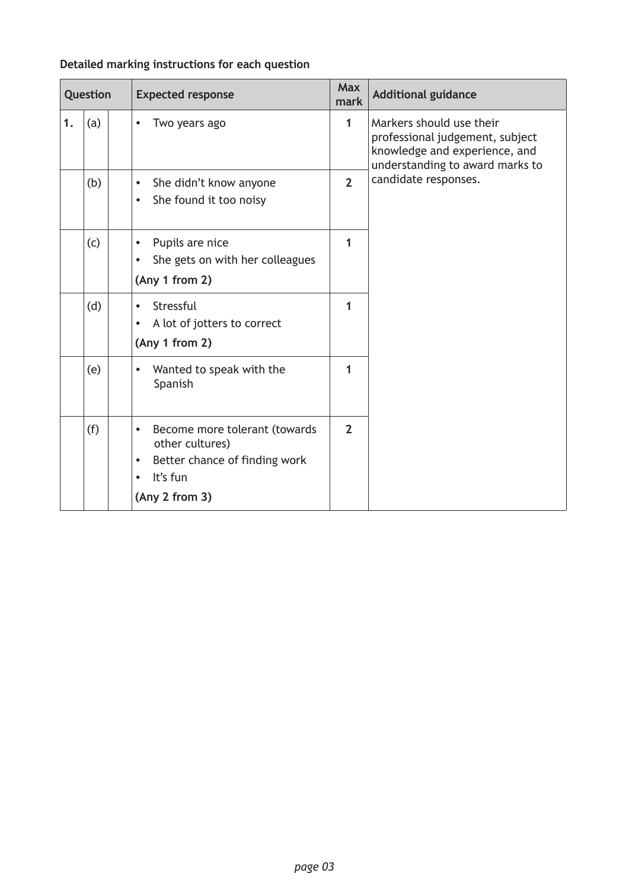**Detailed marking instructions for each question**

| Question | | | Expected response | Max mark | Additional guidance |
|---|---|---|---|---|---|
| 1. | (a) | | • Two years ago | 1 | Markers should use their professional judgement, subject knowledge and experience, and understanding to award marks to candidate responses. |
| | (b) | | • She didn't know anyone<br>• She found it too noisy | 2 | |
| | (c) | | • Pupils are nice<br>• She gets on with her colleagues<br>**(Any 1 from 2)** | 1 | |
| | (d) | | • Stressful<br>• A lot of jotters to correct<br>**(Any 1 from 2)** | 1 | |
| | (e) | | • Wanted to speak with the Spanish | 1 | |
| | (f) | | • Become more tolerant (towards other cultures)<br>• Better chance of finding work<br>• It's fun<br>**(Any 2 from 3)** | 2 | |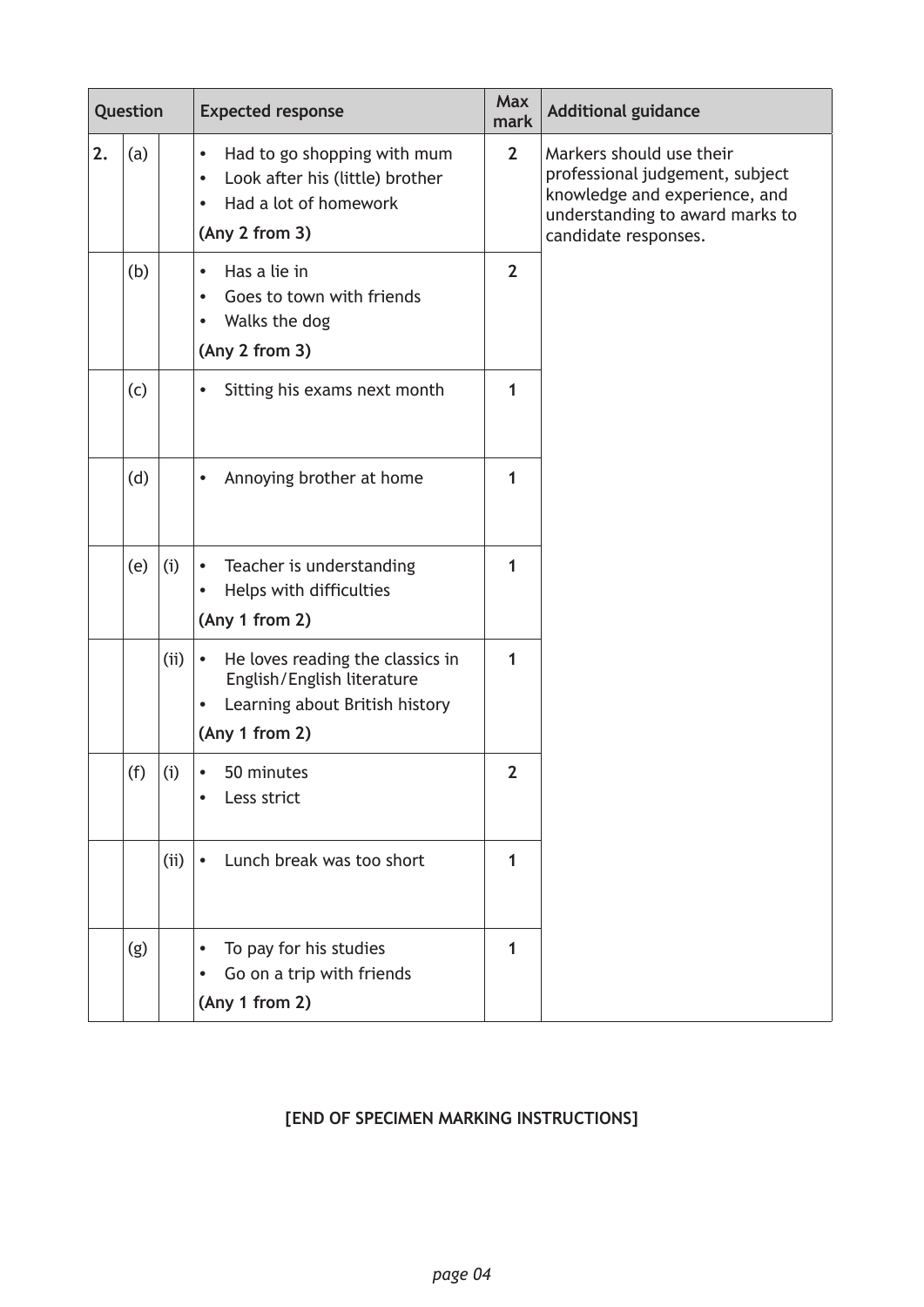| Question | | | Expected response | Max mark | Additional guidance |
|---|---|---|---|---|---|
| 2. | (a) | | • Had to go shopping with mum<br>• Look after his (little) brother<br>• Had a lot of homework<br>**(Any 2 from 3)** | 2 | Markers should use their professional judgement, subject knowledge and experience, and understanding to award marks to candidate responses. |
| | (b) | | • Has a lie in<br>• Goes to town with friends<br>• Walks the dog<br>**(Any 2 from 3)** | 2 | |
| | (c) | | • Sitting his exams next month | 1 | |
| | (d) | | • Annoying brother at home | 1 | |
| | (e) | (i) | • Teacher is understanding<br>• Helps with difficulties<br>**(Any 1 from 2)** | 1 | |
| | | (ii) | • He loves reading the classics in English/English literature<br>• Learning about British history<br>**(Any 1 from 2)** | 1 | |
| | (f) | (i) | • 50 minutes<br>• Less strict | 2 | |
| | | (ii) | • Lunch break was too short | 1 | |
| | (g) | | • To pay for his studies<br>• Go on a trip with friends<br>**(Any 1 from 2)** | 1 | |

**[END OF SPECIMEN MARKING INSTRUCTIONS]**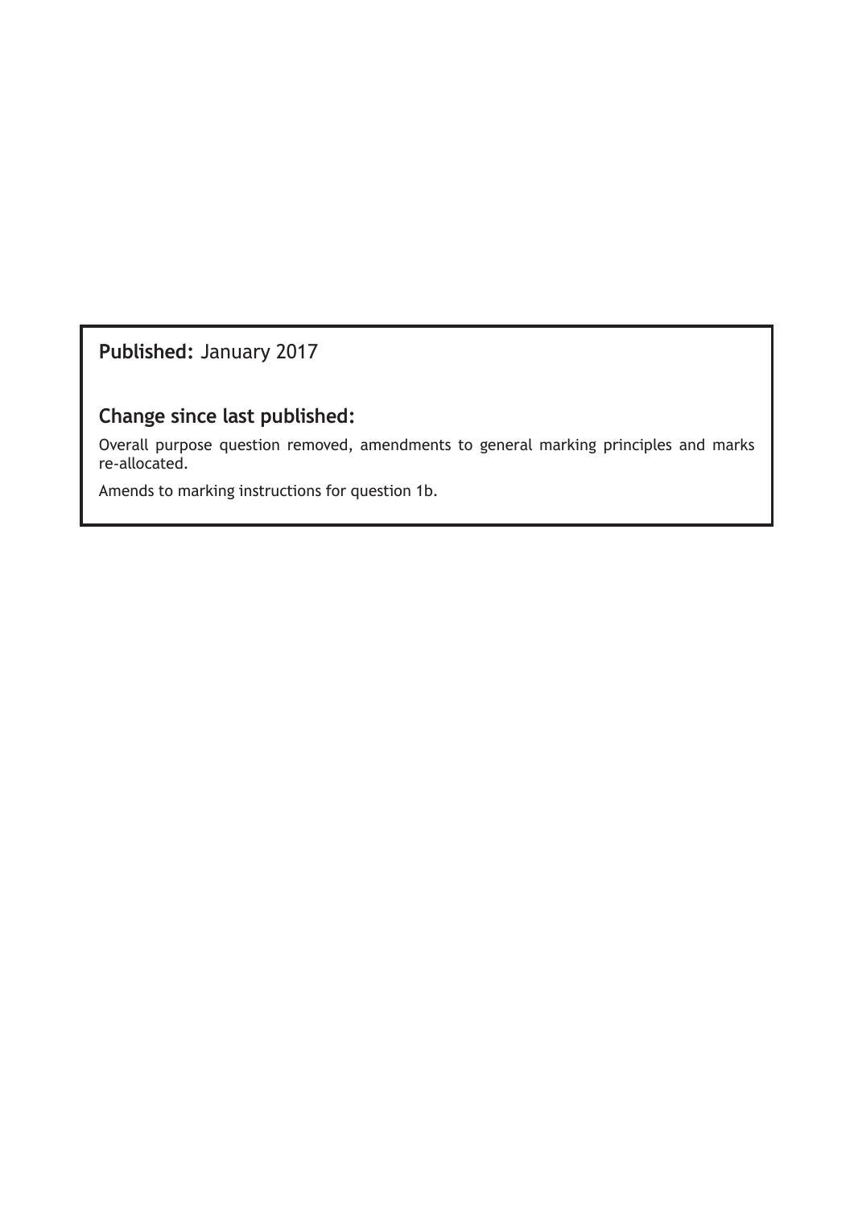**Published:** January 2017

## Change since last published:

Overall purpose question removed, amendments to general marking principles and marks re-allocated.

Amends to marking instructions for question 1b.